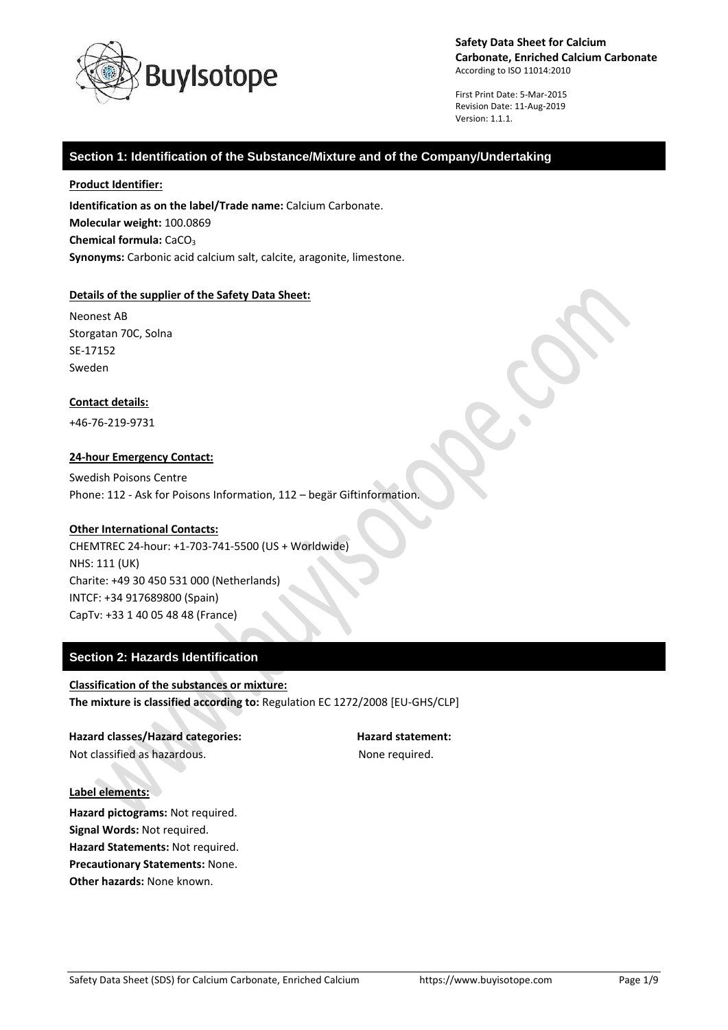**Safety Data Sheet for Calcium Carbonate, Enriched Calcium Carbonate**
According to ISO 11014:2010

First Print Date: 5-Mar-2015
Revision Date: 11-Aug-2019
Version: 1.1.1.

## Section 1: Identification of the Substance/Mixture and of the Company/Undertaking

**Product Identifier:**

**Identification as on the label/Trade name:** Calcium Carbonate.
**Molecular weight:** 100.0869
**Chemical formula:** $CaCO_3$
**Synonyms:** Carbonic acid calcium salt, calcite, aragonite, limestone.

**Details of the supplier of the Safety Data Sheet:**

Neonest AB
Storgatan 70C, Solna
SE-17152
Sweden

**Contact details:**

+46-76-219-9731

**24-hour Emergency Contact:**

Swedish Poisons Centre
Phone: 112 - Ask for Poisons Information, 112 – begär Giftinformation.

**Other International Contacts:**

CHEMTREC 24-hour: +1-703-741-5500 (US + Worldwide)
NHS: 111 (UK)
Charite: +49 30 450 531 000 (Netherlands)
INTCF: +34 917689800 (Spain)
CapTv: +33 1 40 05 48 48 (France)

## Section 2: Hazards Identification

**Classification of the substances or mixture:**
**The mixture is classified according to:** Regulation EC 1272/2008 [EU-GHS/CLP]

| Hazard classes/Hazard categories: | Hazard statement: |
| --- | --- |
| Not classified as hazardous. | None required. |

**Label elements:**

**Hazard pictograms:** Not required.
**Signal Words:** Not required.
**Hazard Statements:** Not required.
**Precautionary Statements:** None.
**Other hazards:** None known.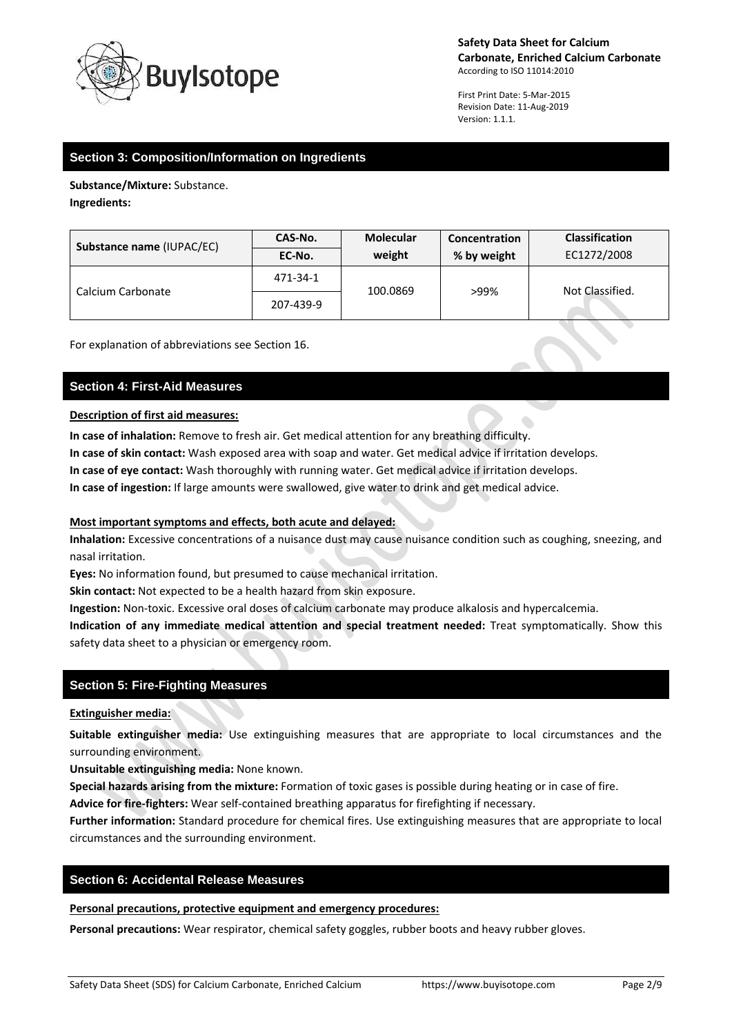## Section 3: Composition/Information on Ingredients

**Substance/Mixture:** Substance.

**Ingredients:**

| Substance name (IUPAC/EC) | CAS-No. / EC-No. | Molecular weight | Concentration % by weight | Classification EC1272/2008 |
|---|---|---|---|---|
| Calcium Carbonate | 471-34-1 / 207-439-9 | 100.0869 | >99% | Not Classified. |

For explanation of abbreviations see Section 16.

## Section 4: First-Aid Measures

**Description of first aid measures:**

**In case of inhalation:** Remove to fresh air. Get medical attention for any breathing difficulty.

**In case of skin contact:** Wash exposed area with soap and water. Get medical advice if irritation develops.

**In case of eye contact:** Wash thoroughly with running water. Get medical advice if irritation develops.

**In case of ingestion:** If large amounts were swallowed, give water to drink and get medical advice.

**Most important symptoms and effects, both acute and delayed:**

**Inhalation:** Excessive concentrations of a nuisance dust may cause nuisance condition such as coughing, sneezing, and nasal irritation.

**Eyes:** No information found, but presumed to cause mechanical irritation.

**Skin contact:** Not expected to be a health hazard from skin exposure.

**Ingestion:** Non-toxic. Excessive oral doses of calcium carbonate may produce alkalosis and hypercalcemia.

**Indication of any immediate medical attention and special treatment needed:** Treat symptomatically. Show this safety data sheet to a physician or emergency room.

## Section 5: Fire-Fighting Measures

**Extinguisher media:**

**Suitable extinguisher media:** Use extinguishing measures that are appropriate to local circumstances and the surrounding environment.

**Unsuitable extinguishing media:** None known.

**Special hazards arising from the mixture:** Formation of toxic gases is possible during heating or in case of fire.

**Advice for fire-fighters:** Wear self-contained breathing apparatus for firefighting if necessary.

**Further information:** Standard procedure for chemical fires. Use extinguishing measures that are appropriate to local circumstances and the surrounding environment.

## Section 6: Accidental Release Measures

**Personal precautions, protective equipment and emergency procedures:**

**Personal precautions:** Wear respirator, chemical safety goggles, rubber boots and heavy rubber gloves.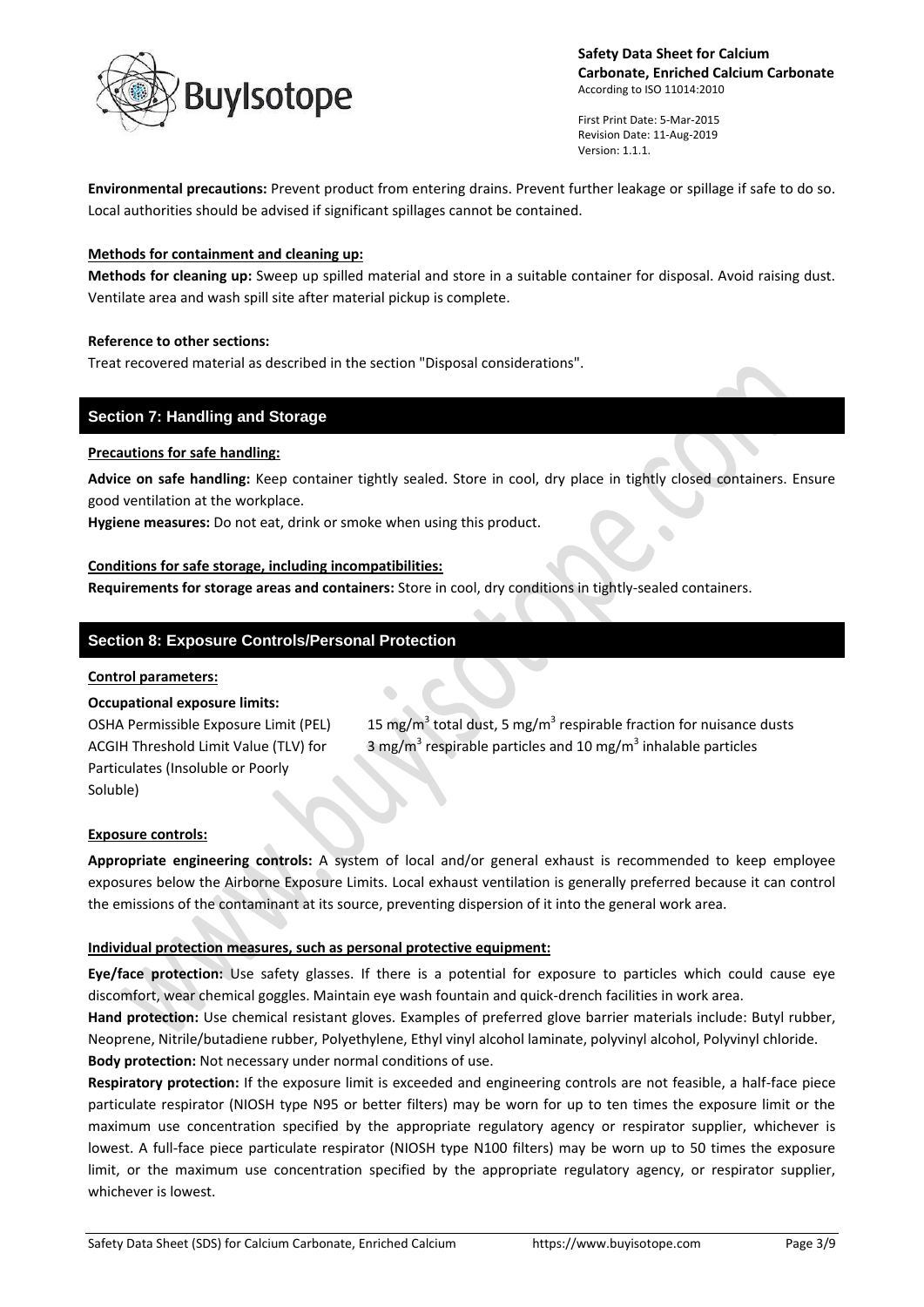**Environmental precautions:** Prevent product from entering drains. Prevent further leakage or spillage if safe to do so. Local authorities should be advised if significant spillages cannot be contained.

**Methods for containment and cleaning up:**

**Methods for cleaning up:** Sweep up spilled material and store in a suitable container for disposal. Avoid raising dust. Ventilate area and wash spill site after material pickup is complete.

**Reference to other sections:**

Treat recovered material as described in the section "Disposal considerations".

## Section 7: Handling and Storage

**Precautions for safe handling:**

**Advice on safe handling:** Keep container tightly sealed. Store in cool, dry place in tightly closed containers. Ensure good ventilation at the workplace.

**Hygiene measures:** Do not eat, drink or smoke when using this product.

**Conditions for safe storage, including incompatibilities:**

**Requirements for storage areas and containers:** Store in cool, dry conditions in tightly-sealed containers.

## Section 8: Exposure Controls/Personal Protection

**Control parameters:**

**Occupational exposure limits:**

| | |
|---|---|
| OSHA Permissible Exposure Limit (PEL) | 15 mg/$m^3$ total dust, 5 mg/$m^3$ respirable fraction for nuisance dusts |
| ACGIH Threshold Limit Value (TLV) for Particulates (Insoluble or Poorly Soluble) | 3 mg/$m^3$ respirable particles and 10 mg/$m^3$ inhalable particles |

**Exposure controls:**

**Appropriate engineering controls:** A system of local and/or general exhaust is recommended to keep employee exposures below the Airborne Exposure Limits. Local exhaust ventilation is generally preferred because it can control the emissions of the contaminant at its source, preventing dispersion of it into the general work area.

**Individual protection measures, such as personal protective equipment:**

**Eye/face protection:** Use safety glasses. If there is a potential for exposure to particles which could cause eye discomfort, wear chemical goggles. Maintain eye wash fountain and quick-drench facilities in work area.

**Hand protection:** Use chemical resistant gloves. Examples of preferred glove barrier materials include: Butyl rubber, Neoprene, Nitrile/butadiene rubber, Polyethylene, Ethyl vinyl alcohol laminate, polyvinyl alcohol, Polyvinyl chloride.

**Body protection:** Not necessary under normal conditions of use.

**Respiratory protection:** If the exposure limit is exceeded and engineering controls are not feasible, a half-face piece particulate respirator (NIOSH type N95 or better filters) may be worn for up to ten times the exposure limit or the maximum use concentration specified by the appropriate regulatory agency or respirator supplier, whichever is lowest. A full-face piece particulate respirator (NIOSH type N100 filters) may be worn up to 50 times the exposure limit, or the maximum use concentration specified by the appropriate regulatory agency, or respirator supplier, whichever is lowest.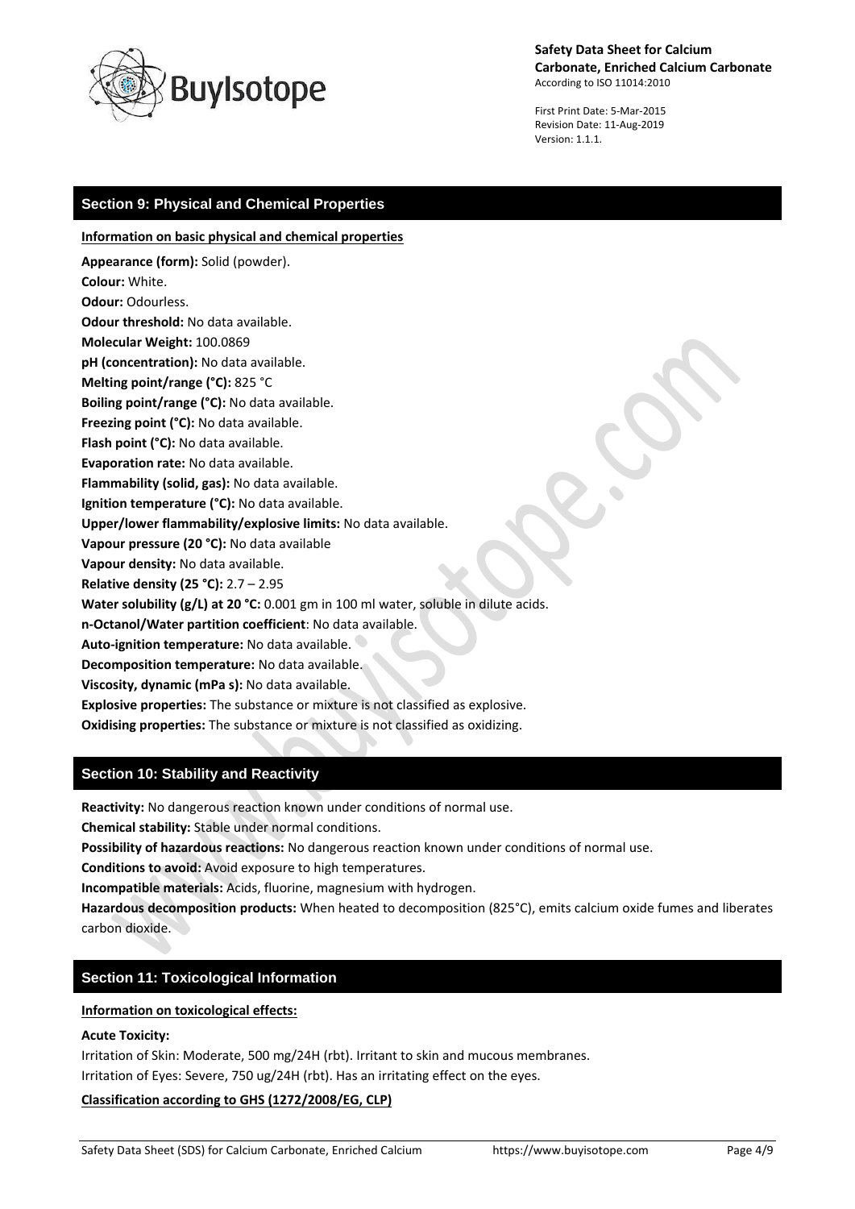## Section 9: Physical and Chemical Properties

**Information on basic physical and chemical properties**

**Appearance (form):** Solid (powder).
**Colour:** White.
**Odour:** Odourless.
**Odour threshold:** No data available.
**Molecular Weight:** 100.0869
**pH (concentration):** No data available.
**Melting point/range (°C):** 825 °C
**Boiling point/range (°C):** No data available.
**Freezing point (°C):** No data available.
**Flash point (°C):** No data available.
**Evaporation rate:** No data available.
**Flammability (solid, gas):** No data available.
**Ignition temperature (°C):** No data available.
**Upper/lower flammability/explosive limits:** No data available.
**Vapour pressure (20 °C):** No data available
**Vapour density:** No data available.
**Relative density (25 °C):** 2.7 – 2.95
**Water solubility (g/L) at 20 °C:** 0.001 gm in 100 ml water, soluble in dilute acids.
**n-Octanol/Water partition coefficient**: No data available.
**Auto-ignition temperature:** No data available.
**Decomposition temperature:** No data available.
**Viscosity, dynamic (mPa s):** No data available.
**Explosive properties:** The substance or mixture is not classified as explosive.
**Oxidising properties:** The substance or mixture is not classified as oxidizing.

## Section 10: Stability and Reactivity

**Reactivity:** No dangerous reaction known under conditions of normal use.
**Chemical stability:** Stable under normal conditions.
**Possibility of hazardous reactions:** No dangerous reaction known under conditions of normal use.
**Conditions to avoid:** Avoid exposure to high temperatures.
**Incompatible materials:** Acids, fluorine, magnesium with hydrogen.
**Hazardous decomposition products:** When heated to decomposition (825°C), emits calcium oxide fumes and liberates carbon dioxide.

## Section 11: Toxicological Information

**Information on toxicological effects:**

**Acute Toxicity:**

Irritation of Skin: Moderate, 500 mg/24H (rbt). Irritant to skin and mucous membranes.
Irritation of Eyes: Severe, 750 ug/24H (rbt). Has an irritating effect on the eyes.

**Classification according to GHS (1272/2008/EG, CLP)**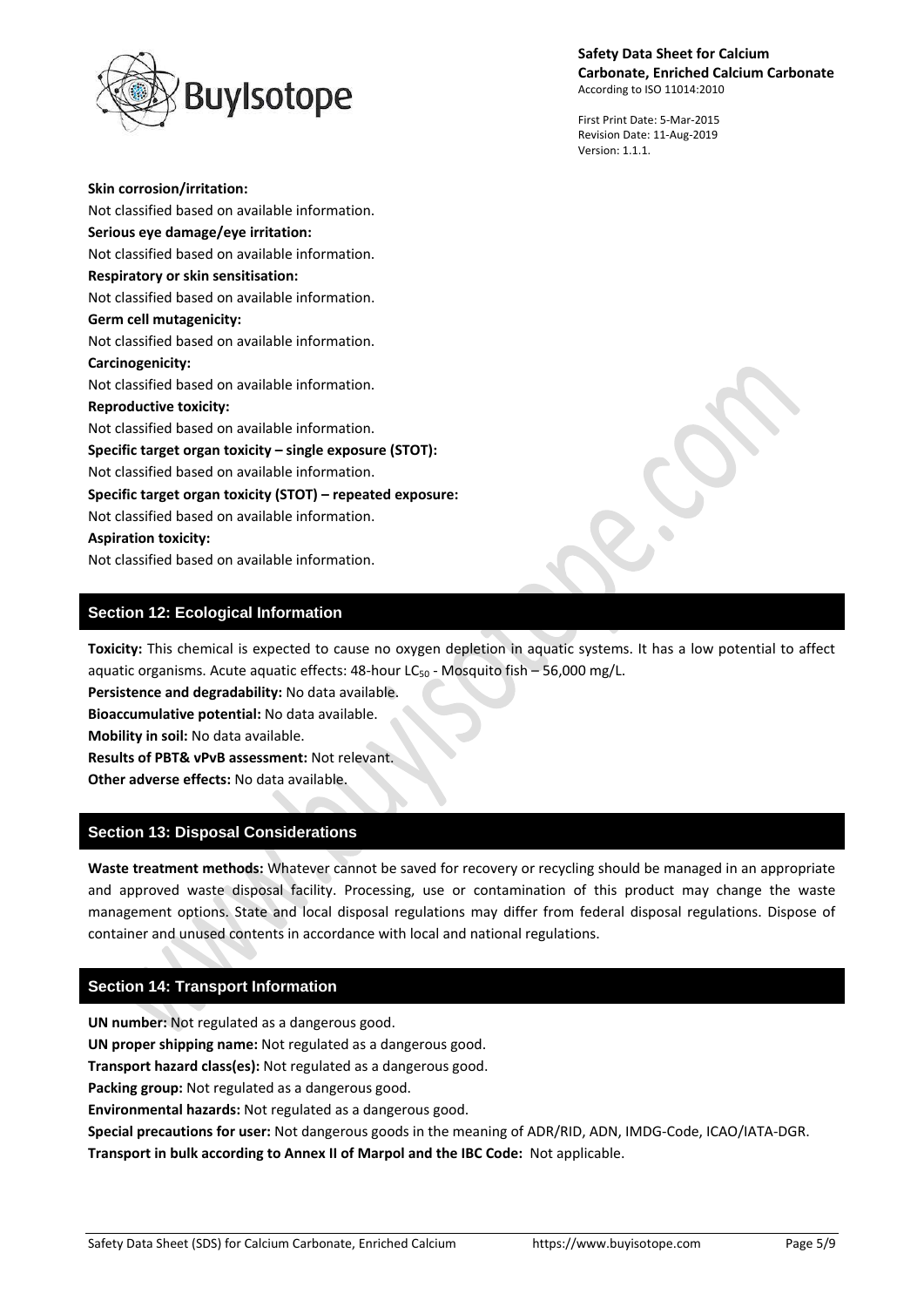**Skin corrosion/irritation:**
Not classified based on available information.
**Serious eye damage/eye irritation:**
Not classified based on available information.
**Respiratory or skin sensitisation:**
Not classified based on available information.
**Germ cell mutagenicity:**
Not classified based on available information.
**Carcinogenicity:**
Not classified based on available information.
**Reproductive toxicity:**
Not classified based on available information.
**Specific target organ toxicity – single exposure (STOT):**
Not classified based on available information.
**Specific target organ toxicity (STOT) – repeated exposure:**
Not classified based on available information.
**Aspiration toxicity:**
Not classified based on available information.

## Section 12: Ecological Information

**Toxicity:** This chemical is expected to cause no oxygen depletion in aquatic systems. It has a low potential to affect aquatic organisms. Acute aquatic effects: 48-hour $LC_{50}$ - Mosquito fish – 56,000 mg/L.
**Persistence and degradability:** No data available.
**Bioaccumulative potential:** No data available.
**Mobility in soil:** No data available.
**Results of PBT& vPvB assessment:** Not relevant.
**Other adverse effects:** No data available.

## Section 13: Disposal Considerations

**Waste treatment methods:** Whatever cannot be saved for recovery or recycling should be managed in an appropriate and approved waste disposal facility. Processing, use or contamination of this product may change the waste management options. State and local disposal regulations may differ from federal disposal regulations. Dispose of container and unused contents in accordance with local and national regulations.

## Section 14: Transport Information

**UN number:** Not regulated as a dangerous good.
**UN proper shipping name:** Not regulated as a dangerous good.
**Transport hazard class(es):** Not regulated as a dangerous good.
**Packing group:** Not regulated as a dangerous good.
**Environmental hazards:** Not regulated as a dangerous good.
**Special precautions for user:** Not dangerous goods in the meaning of ADR/RID, ADN, IMDG-Code, ICAO/IATA-DGR.
**Transport in bulk according to Annex II of Marpol and the IBC Code:** Not applicable.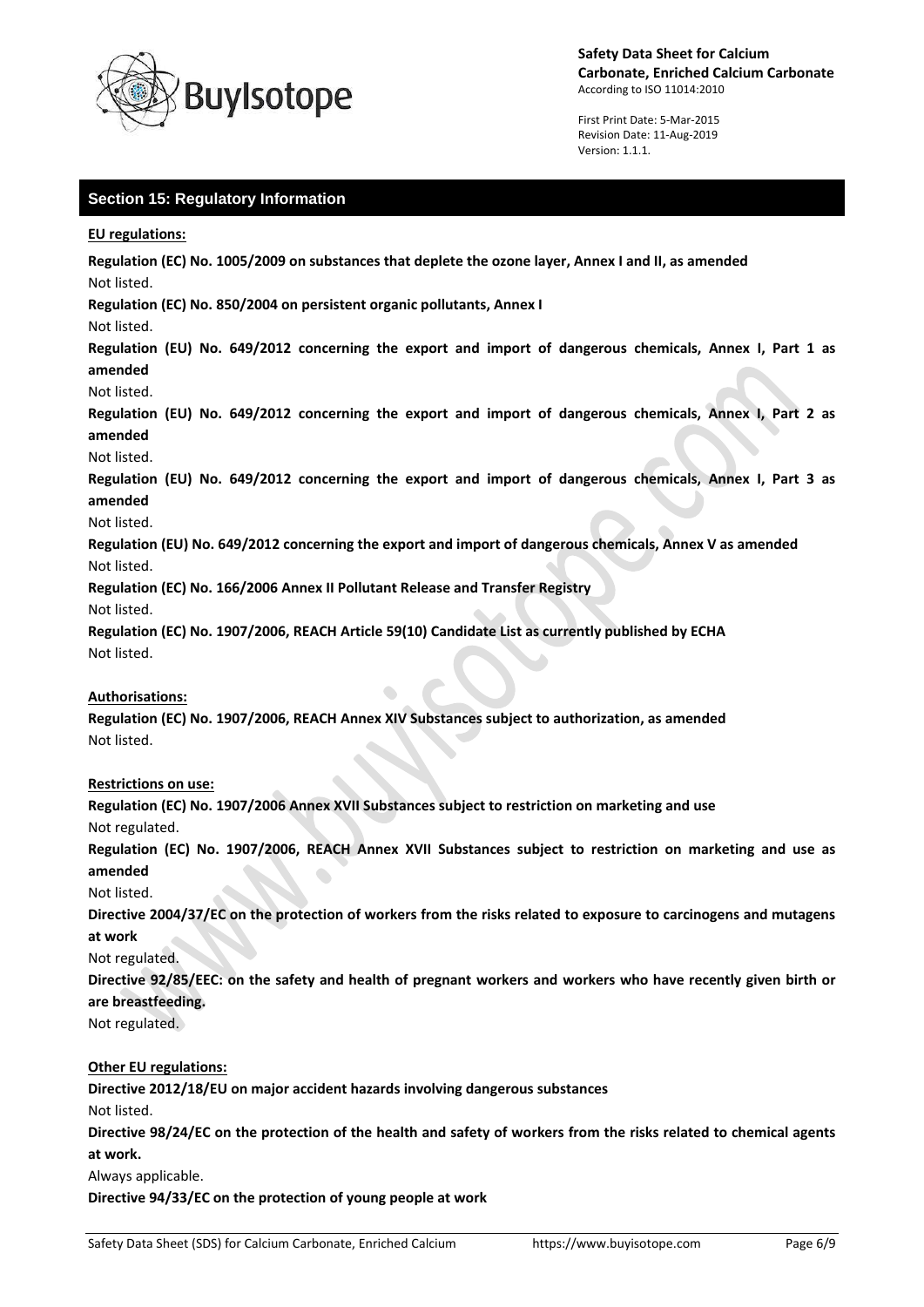## Section 15: Regulatory Information

**EU regulations:**

**Regulation (EC) No. 1005/2009 on substances that deplete the ozone layer, Annex I and II, as amended**

Not listed.

**Regulation (EC) No. 850/2004 on persistent organic pollutants, Annex I**

Not listed.

**Regulation (EU) No. 649/2012 concerning the export and import of dangerous chemicals, Annex I, Part 1 as amended**

Not listed.

**Regulation (EU) No. 649/2012 concerning the export and import of dangerous chemicals, Annex I, Part 2 as amended**

Not listed.

**Regulation (EU) No. 649/2012 concerning the export and import of dangerous chemicals, Annex I, Part 3 as amended**

Not listed.

**Regulation (EU) No. 649/2012 concerning the export and import of dangerous chemicals, Annex V as amended**

Not listed.

**Regulation (EC) No. 166/2006 Annex II Pollutant Release and Transfer Registry**

Not listed.

**Regulation (EC) No. 1907/2006, REACH Article 59(10) Candidate List as currently published by ECHA**

Not listed.

**Authorisations:**

**Regulation (EC) No. 1907/2006, REACH Annex XIV Substances subject to authorization, as amended**

Not listed.

**Restrictions on use:**

**Regulation (EC) No. 1907/2006 Annex XVII Substances subject to restriction on marketing and use**

Not regulated.

**Regulation (EC) No. 1907/2006, REACH Annex XVII Substances subject to restriction on marketing and use as amended**

Not listed.

**Directive 2004/37/EC on the protection of workers from the risks related to exposure to carcinogens and mutagens at work**

Not regulated.

**Directive 92/85/EEC: on the safety and health of pregnant workers and workers who have recently given birth or are breastfeeding.**

Not regulated.

**Other EU regulations:**

**Directive 2012/18/EU on major accident hazards involving dangerous substances**

Not listed.

**Directive 98/24/EC on the protection of the health and safety of workers from the risks related to chemical agents at work.**

Always applicable.

**Directive 94/33/EC on the protection of young people at work**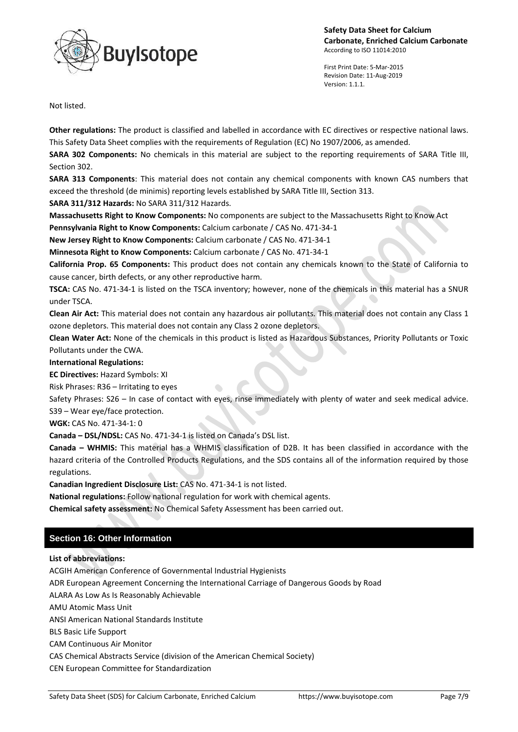Not listed.

**Other regulations:** The product is classified and labelled in accordance with EC directives or respective national laws. This Safety Data Sheet complies with the requirements of Regulation (EC) No 1907/2006, as amended.

**SARA 302 Components:** No chemicals in this material are subject to the reporting requirements of SARA Title III, Section 302.

**SARA 313 Components**: This material does not contain any chemical components with known CAS numbers that exceed the threshold (de minimis) reporting levels established by SARA Title III, Section 313.

**SARA 311/312 Hazards:** No SARA 311/312 Hazards.

**Massachusetts Right to Know Components:** No components are subject to the Massachusetts Right to Know Act

**Pennsylvania Right to Know Components:** Calcium carbonate / CAS No. 471-34-1

**New Jersey Right to Know Components:** Calcium carbonate / CAS No. 471-34-1

**Minnesota Right to Know Components:** Calcium carbonate / CAS No. 471-34-1

**California Prop. 65 Components:** This product does not contain any chemicals known to the State of California to cause cancer, birth defects, or any other reproductive harm.

**TSCA:** CAS No. 471-34-1 is listed on the TSCA inventory; however, none of the chemicals in this material has a SNUR under TSCA.

**Clean Air Act:** This material does not contain any hazardous air pollutants. This material does not contain any Class 1 ozone depletors. This material does not contain any Class 2 ozone depletors.

**Clean Water Act:** None of the chemicals in this product is listed as Hazardous Substances, Priority Pollutants or Toxic Pollutants under the CWA.

**International Regulations:**

**EC Directives:** Hazard Symbols: XI

Risk Phrases: R36 – Irritating to eyes

Safety Phrases: S26 – In case of contact with eyes, rinse immediately with plenty of water and seek medical advice. S39 – Wear eye/face protection.

**WGK:** CAS No. 471-34-1: 0

**Canada – DSL/NDSL:** CAS No. 471-34-1 is listed on Canada's DSL list.

**Canada – WHMIS:** This material has a WHMIS classification of D2B. It has been classified in accordance with the hazard criteria of the Controlled Products Regulations, and the SDS contains all of the information required by those regulations.

**Canadian Ingredient Disclosure List:** CAS No. 471-34-1 is not listed.

**National regulations:** Follow national regulation for work with chemical agents.

**Chemical safety assessment:** No Chemical Safety Assessment has been carried out.

## Section 16: Other Information

**List of abbreviations:**

ACGIH American Conference of Governmental Industrial Hygienists

ADR European Agreement Concerning the International Carriage of Dangerous Goods by Road

ALARA As Low As Is Reasonably Achievable

AMU Atomic Mass Unit

ANSI American National Standards Institute

BLS Basic Life Support

CAM Continuous Air Monitor

CAS Chemical Abstracts Service (division of the American Chemical Society)

CEN European Committee for Standardization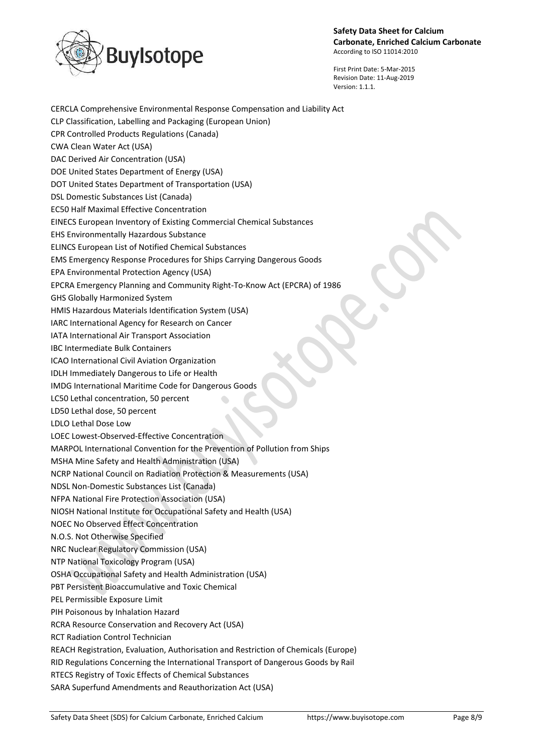CERCLA Comprehensive Environmental Response Compensation and Liability Act

CLP Classification, Labelling and Packaging (European Union)

CPR Controlled Products Regulations (Canada)

CWA Clean Water Act (USA)

DAC Derived Air Concentration (USA)

DOE United States Department of Energy (USA)

DOT United States Department of Transportation (USA)

DSL Domestic Substances List (Canada)

EC50 Half Maximal Effective Concentration

EINECS European Inventory of Existing Commercial Chemical Substances

EHS Environmentally Hazardous Substance

ELINCS European List of Notified Chemical Substances

EMS Emergency Response Procedures for Ships Carrying Dangerous Goods

EPA Environmental Protection Agency (USA)

EPCRA Emergency Planning and Community Right-To-Know Act (EPCRA) of 1986

GHS Globally Harmonized System

HMIS Hazardous Materials Identification System (USA)

IARC International Agency for Research on Cancer

IATA International Air Transport Association

IBC Intermediate Bulk Containers

ICAO International Civil Aviation Organization

IDLH Immediately Dangerous to Life or Health

IMDG International Maritime Code for Dangerous Goods

LC50 Lethal concentration, 50 percent

LD50 Lethal dose, 50 percent

LDLO Lethal Dose Low

LOEC Lowest-Observed-Effective Concentration

MARPOL International Convention for the Prevention of Pollution from Ships

MSHA Mine Safety and Health Administration (USA)

NCRP National Council on Radiation Protection & Measurements (USA)

NDSL Non-Domestic Substances List (Canada)

NFPA National Fire Protection Association (USA)

NIOSH National Institute for Occupational Safety and Health (USA)

NOEC No Observed Effect Concentration

N.O.S. Not Otherwise Specified

NRC Nuclear Regulatory Commission (USA)

NTP National Toxicology Program (USA)

OSHA Occupational Safety and Health Administration (USA)

PBT Persistent Bioaccumulative and Toxic Chemical

PEL Permissible Exposure Limit

PIH Poisonous by Inhalation Hazard

RCRA Resource Conservation and Recovery Act (USA)

RCT Radiation Control Technician

REACH Registration, Evaluation, Authorisation and Restriction of Chemicals (Europe)

RID Regulations Concerning the International Transport of Dangerous Goods by Rail

RTECS Registry of Toxic Effects of Chemical Substances

SARA Superfund Amendments and Reauthorization Act (USA)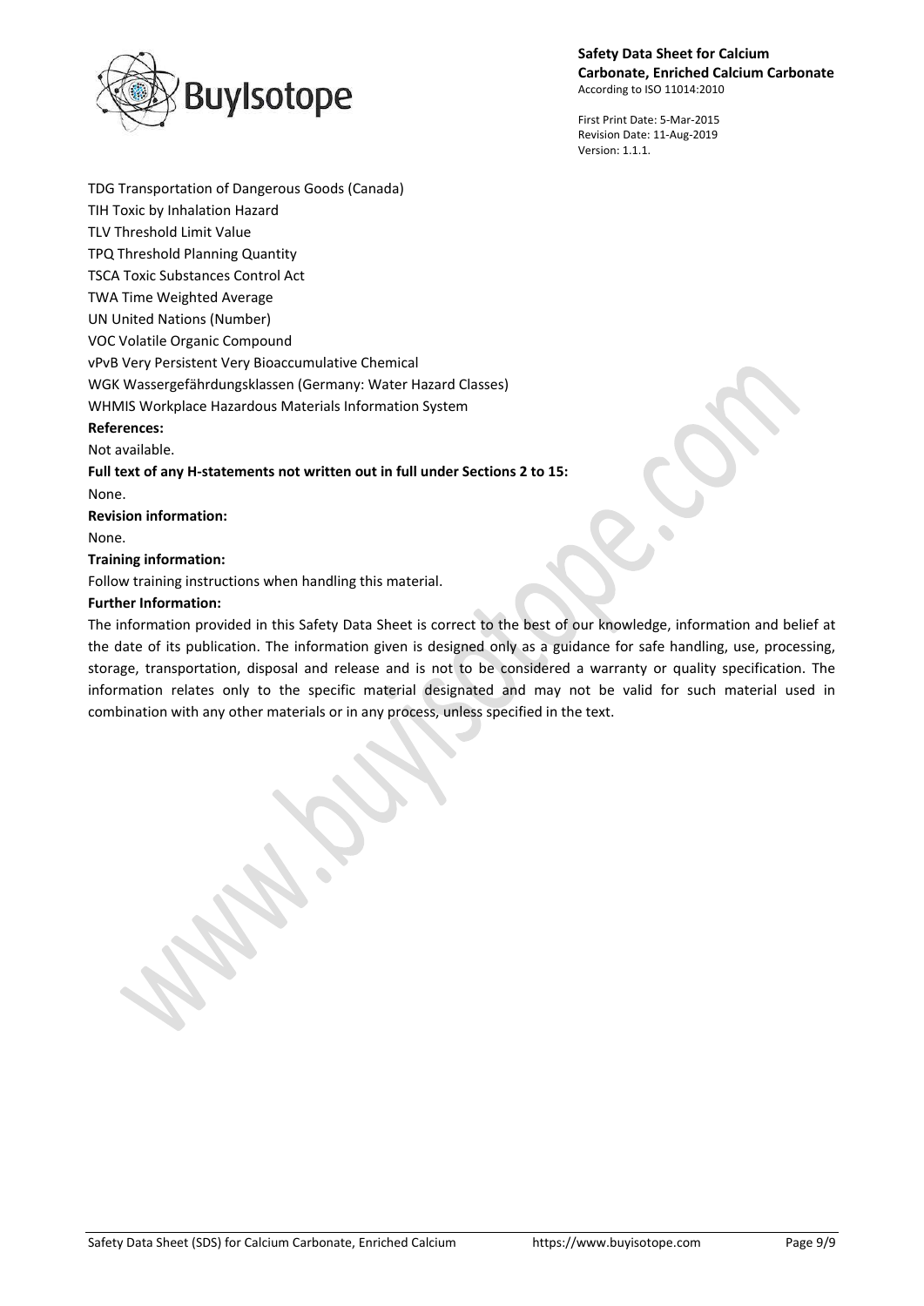TDG Transportation of Dangerous Goods (Canada)

TIH Toxic by Inhalation Hazard

TLV Threshold Limit Value

TPQ Threshold Planning Quantity

TSCA Toxic Substances Control Act

TWA Time Weighted Average

UN United Nations (Number)

VOC Volatile Organic Compound

vPvB Very Persistent Very Bioaccumulative Chemical

WGK Wassergefährdungsklassen (Germany: Water Hazard Classes)

WHMIS Workplace Hazardous Materials Information System

**References:**

Not available.

**Full text of any H-statements not written out in full under Sections 2 to 15:**

None.

**Revision information:**

None.

**Training information:**

Follow training instructions when handling this material.

**Further Information:**

The information provided in this Safety Data Sheet is correct to the best of our knowledge, information and belief at the date of its publication. The information given is designed only as a guidance for safe handling, use, processing, storage, transportation, disposal and release and is not to be considered a warranty or quality specification. The information relates only to the specific material designated and may not be valid for such material used in combination with any other materials or in any process, unless specified in the text.